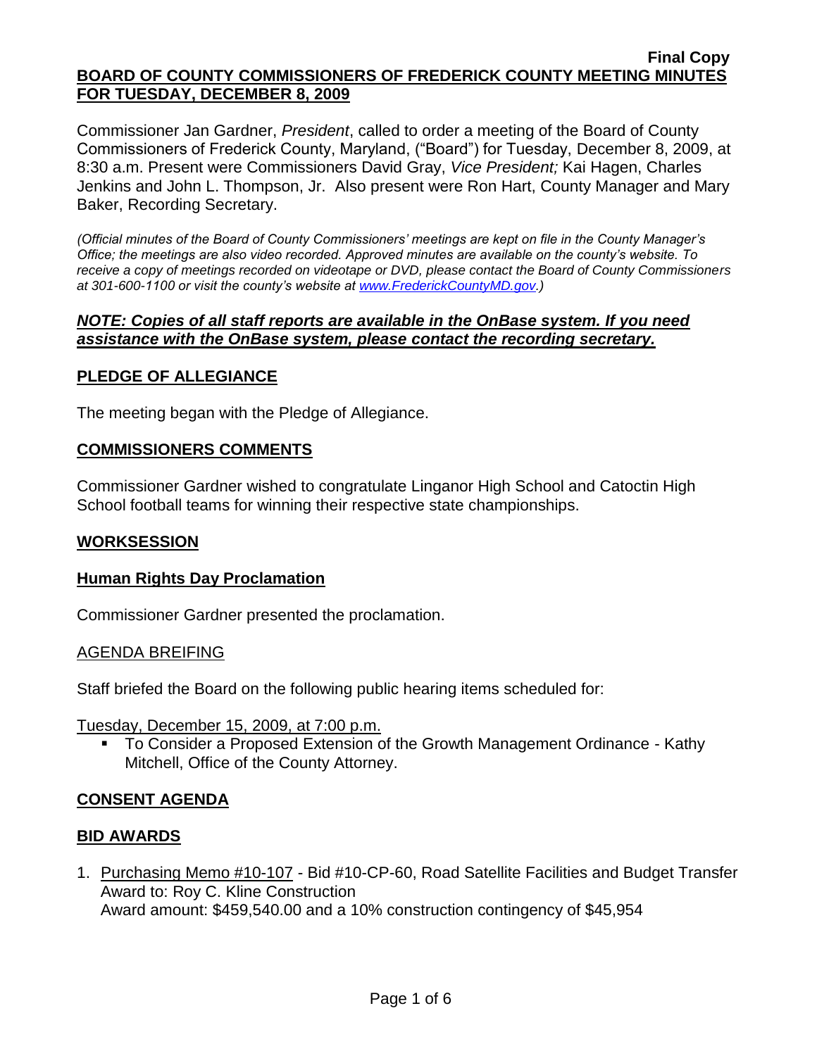**Final Copy**

**BOARD OF COUNTY COMMISSIONERS OF FREDERICK COUNTY MEETING MINUTES FOR TUESDAY, DECEMBER 8, 2009**

Commissioner Jan Gardner, *President*, called to order a meeting of the Board of County Commissioners of Frederick County, Maryland, ("Board") for Tuesday, December 8, 2009, at 8:30 a.m. Present were Commissioners David Gray, *Vice President;* Kai Hagen, Charles Jenkins and John L. Thompson, Jr. Also present were Ron Hart, County Manager and Mary Baker, Recording Secretary.

*(Official minutes of the Board of County Commissioners' meetings are kept on file in the County Manager's Office; the meetings are also video recorded. Approved minutes are available on the county's website. To receive a copy of meetings recorded on videotape or DVD, please contact the Board of County Commissioners at 301-600-1100 or visit the county's website at www.FrederickCountyMD.gov.)*

***NOTE: Copies of all staff reports are available in the OnBase system. If you need assistance with the OnBase system, please contact the recording secretary.***

## PLEDGE OF ALLEGIANCE

The meeting began with the Pledge of Allegiance.

## COMMISSIONERS COMMENTS

Commissioner Gardner wished to congratulate Linganor High School and Catoctin High School football teams for winning their respective state championships.

## WORKSESSION

### Human Rights Day Proclamation

Commissioner Gardner presented the proclamation.

AGENDA BREIFING

Staff briefed the Board on the following public hearing items scheduled for:

Tuesday, December 15, 2009, at 7:00 p.m.

- To Consider a Proposed Extension of the Growth Management Ordinance - Kathy Mitchell, Office of the County Attorney.

## CONSENT AGENDA

## BID AWARDS

1. Purchasing Memo #10-107 - Bid #10-CP-60, Road Satellite Facilities and Budget Transfer
   Award to: Roy C. Kline Construction
   Award amount: $459,540.00 and a 10% construction contingency of $45,954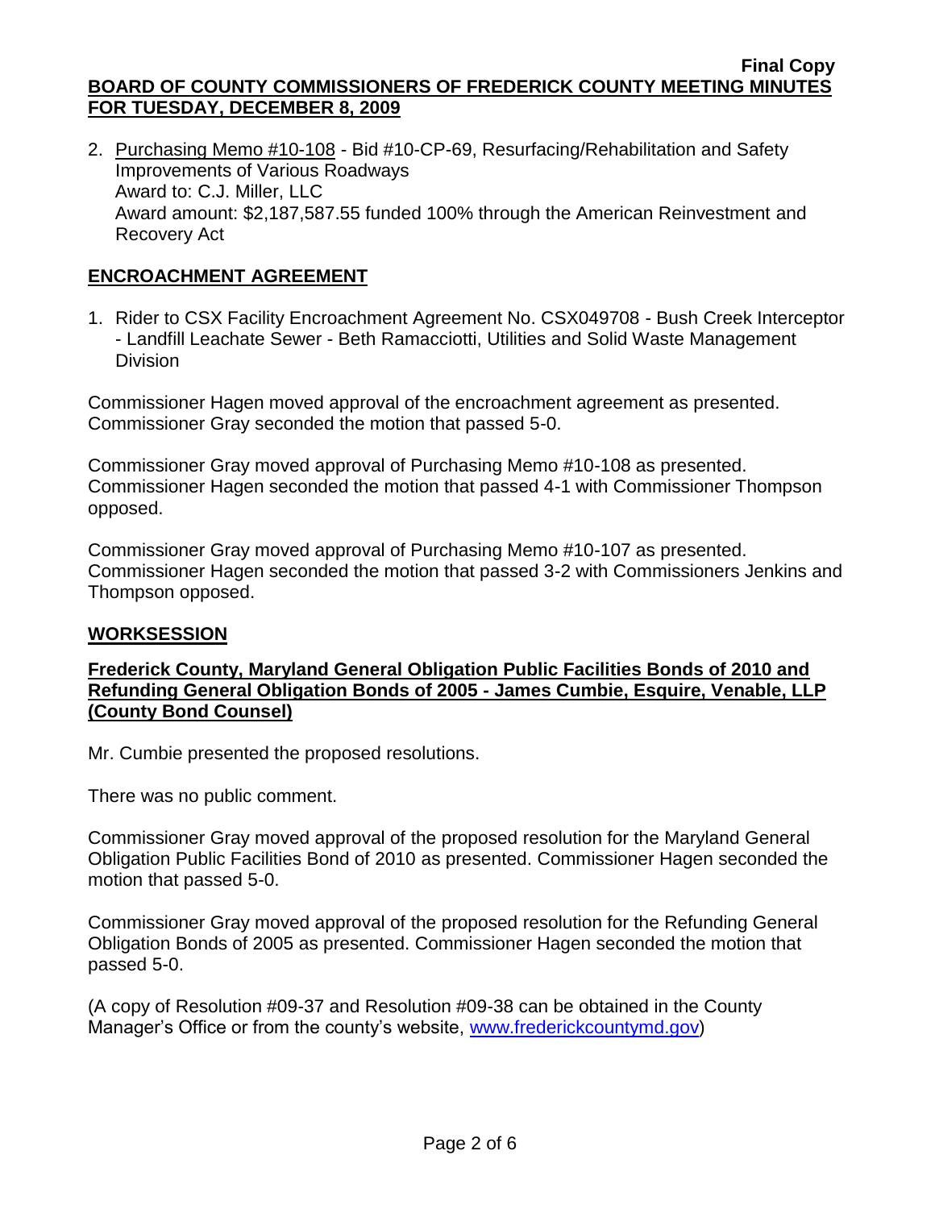2. Purchasing Memo #10-108 - Bid #10-CP-69, Resurfacing/Rehabilitation and Safety Improvements of Various Roadways
   Award to: C.J. Miller, LLC
   Award amount: $2,187,587.55 funded 100% through the American Reinvestment and Recovery Act

## ENCROACHMENT AGREEMENT

1. Rider to CSX Facility Encroachment Agreement No. CSX049708 - Bush Creek Interceptor - Landfill Leachate Sewer - Beth Ramacciotti, Utilities and Solid Waste Management Division

Commissioner Hagen moved approval of the encroachment agreement as presented. Commissioner Gray seconded the motion that passed 5-0.

Commissioner Gray moved approval of Purchasing Memo #10-108 as presented. Commissioner Hagen seconded the motion that passed 4-1 with Commissioner Thompson opposed.

Commissioner Gray moved approval of Purchasing Memo #10-107 as presented. Commissioner Hagen seconded the motion that passed 3-2 with Commissioners Jenkins and Thompson opposed.

## WORKSESSION

### Frederick County, Maryland General Obligation Public Facilities Bonds of 2010 and Refunding General Obligation Bonds of 2005 - James Cumbie, Esquire, Venable, LLP (County Bond Counsel)

Mr. Cumbie presented the proposed resolutions.

There was no public comment.

Commissioner Gray moved approval of the proposed resolution for the Maryland General Obligation Public Facilities Bond of 2010 as presented. Commissioner Hagen seconded the motion that passed 5-0.

Commissioner Gray moved approval of the proposed resolution for the Refunding General Obligation Bonds of 2005 as presented. Commissioner Hagen seconded the motion that passed 5-0.

(A copy of Resolution #09-37 and Resolution #09-38 can be obtained in the County Manager's Office or from the county's website, www.frederickcountymd.gov)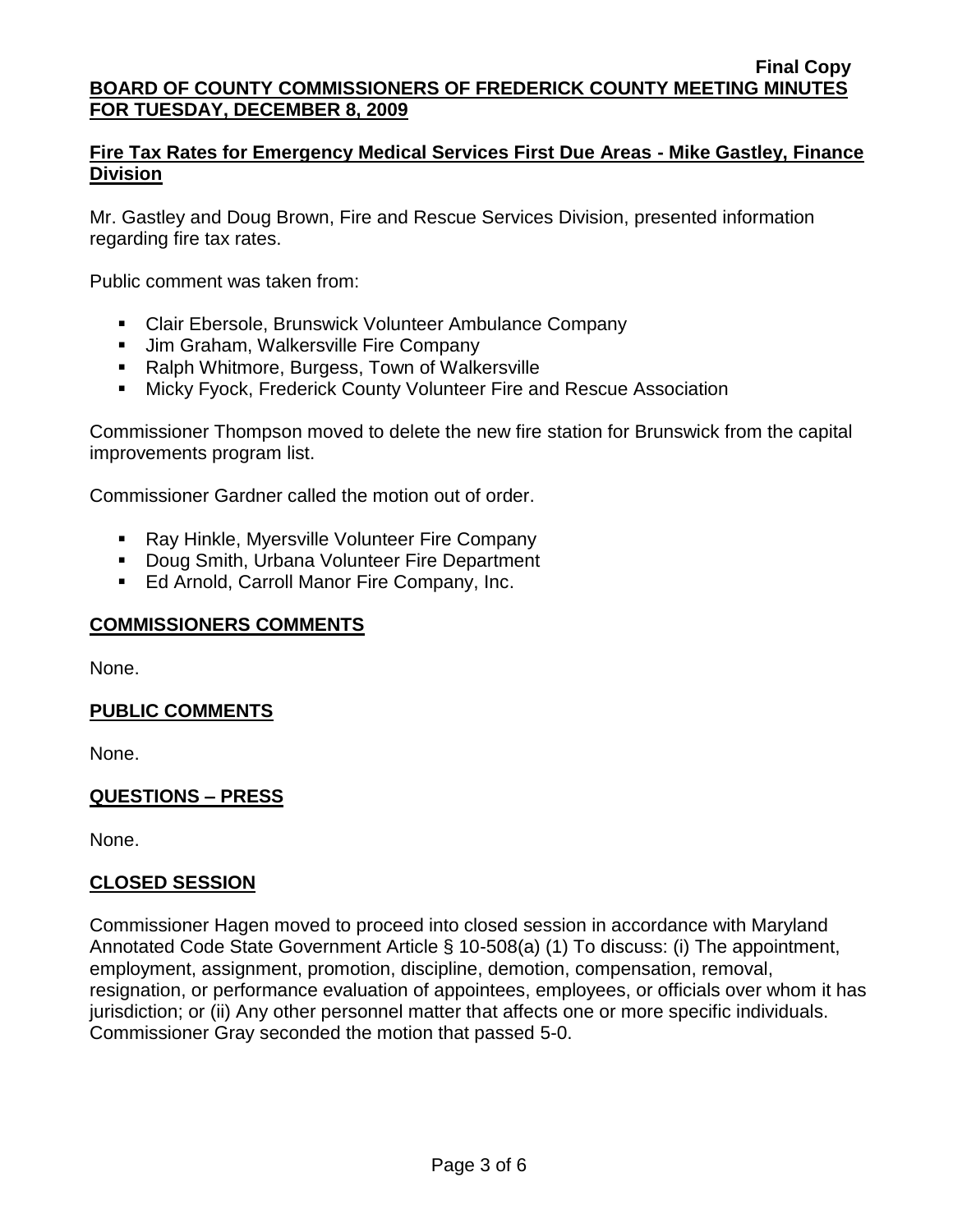**Fire Tax Rates for Emergency Medical Services First Due Areas - Mike Gastley, Finance Division**

Mr. Gastley and Doug Brown, Fire and Rescue Services Division, presented information regarding fire tax rates.

Public comment was taken from:

- Clair Ebersole, Brunswick Volunteer Ambulance Company
- Jim Graham, Walkersville Fire Company
- Ralph Whitmore, Burgess, Town of Walkersville
- Micky Fyock, Frederick County Volunteer Fire and Rescue Association

Commissioner Thompson moved to delete the new fire station for Brunswick from the capital improvements program list.

Commissioner Gardner called the motion out of order.

- Ray Hinkle, Myersville Volunteer Fire Company
- Doug Smith, Urbana Volunteer Fire Department
- Ed Arnold, Carroll Manor Fire Company, Inc.

**COMMISSIONERS COMMENTS**

None.

**PUBLIC COMMENTS**

None.

**QUESTIONS – PRESS**

None.

**CLOSED SESSION**

Commissioner Hagen moved to proceed into closed session in accordance with Maryland Annotated Code State Government Article § 10-508(a) (1) To discuss: (i) The appointment, employment, assignment, promotion, discipline, demotion, compensation, removal, resignation, or performance evaluation of appointees, employees, or officials over whom it has jurisdiction; or (ii) Any other personnel matter that affects one or more specific individuals. Commissioner Gray seconded the motion that passed 5-0.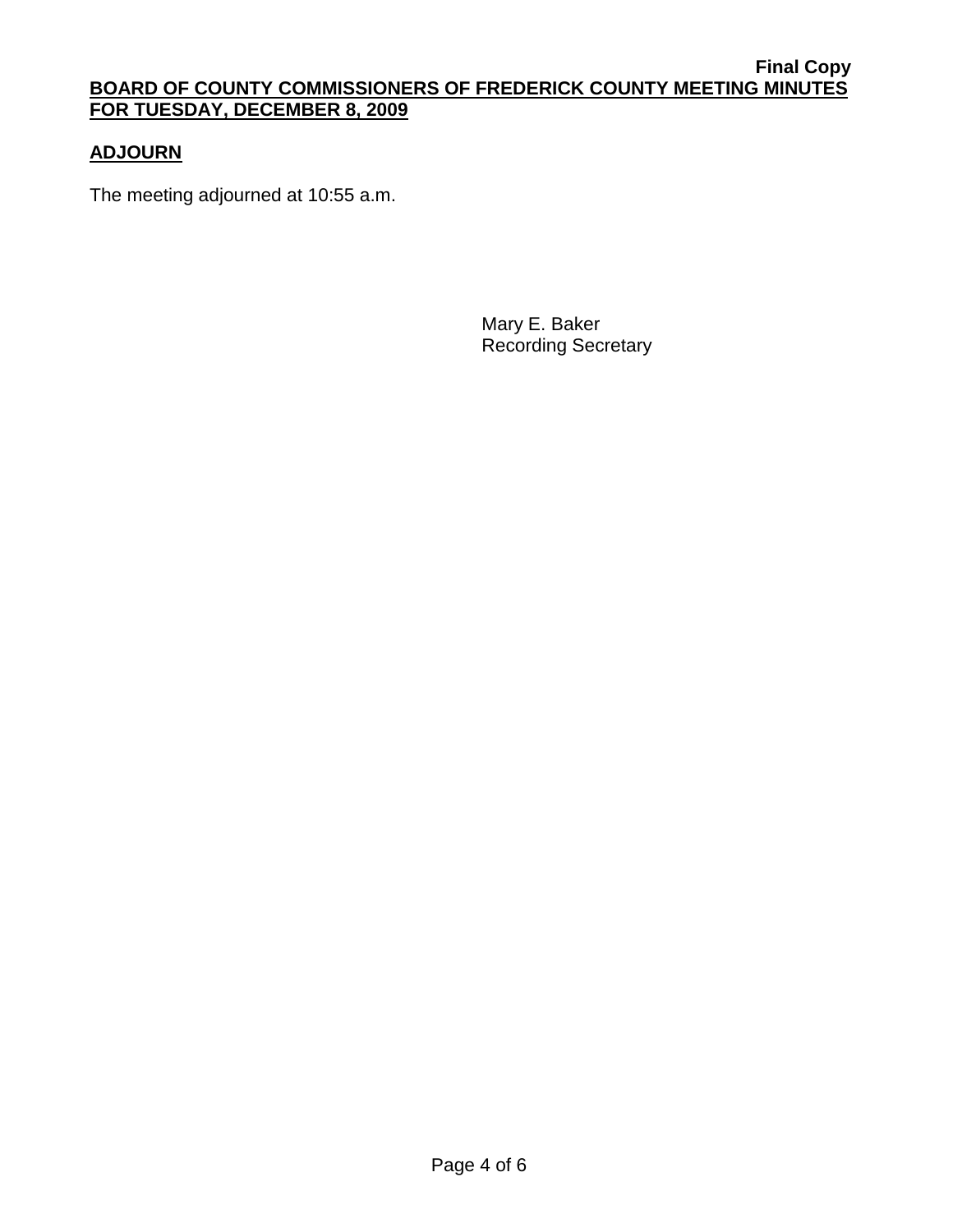## ADJOURN

The meeting adjourned at 10:55 a.m.

Mary E. Baker
Recording Secretary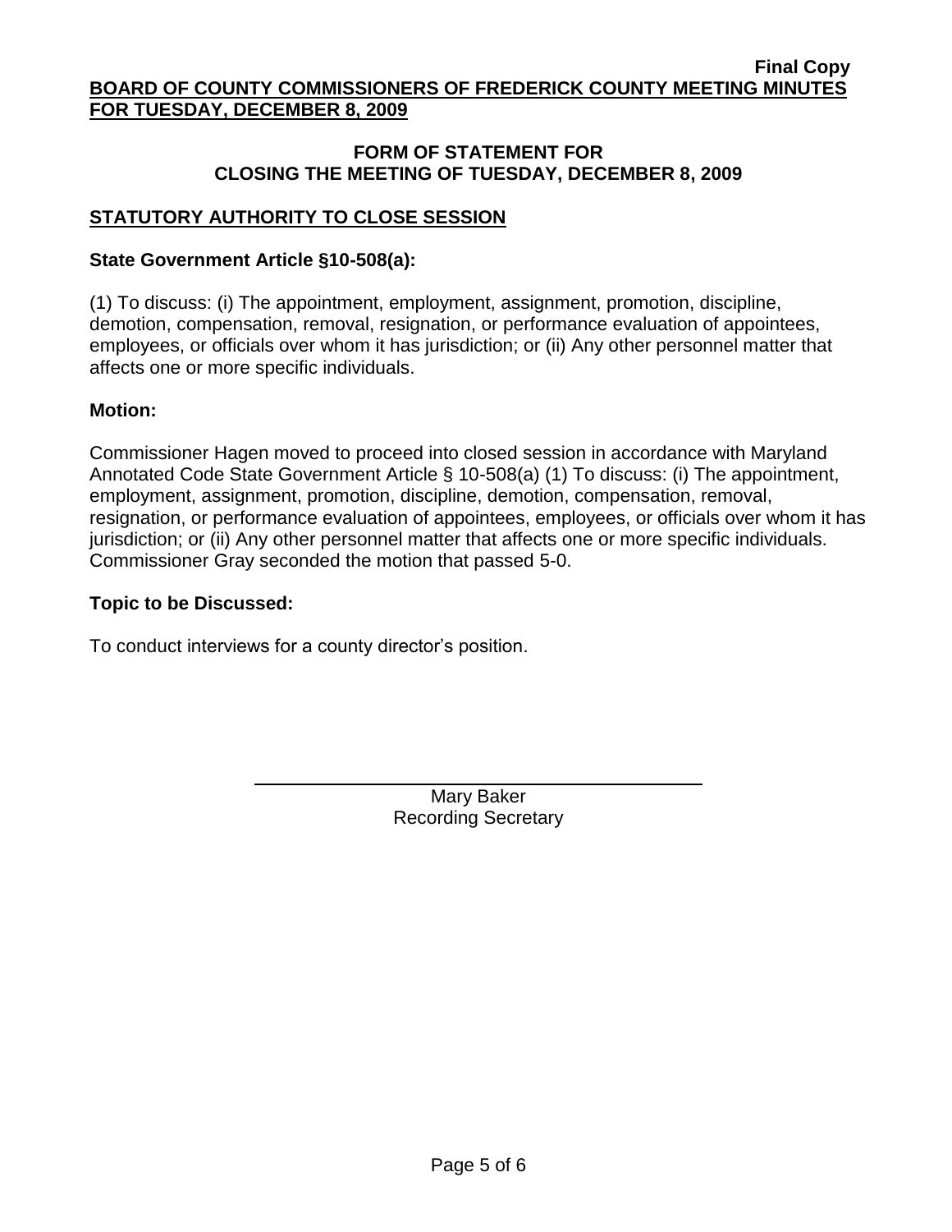**Final Copy**

**BOARD OF COUNTY COMMISSIONERS OF FREDERICK COUNTY MEETING MINUTES FOR TUESDAY, DECEMBER 8, 2009**

## FORM OF STATEMENT FOR CLOSING THE MEETING OF TUESDAY, DECEMBER 8, 2009

### STATUTORY AUTHORITY TO CLOSE SESSION

**State Government Article §10-508(a):**

(1) To discuss: (i) The appointment, employment, assignment, promotion, discipline, demotion, compensation, removal, resignation, or performance evaluation of appointees, employees, or officials over whom it has jurisdiction; or (ii) Any other personnel matter that affects one or more specific individuals.

**Motion:**

Commissioner Hagen moved to proceed into closed session in accordance with Maryland Annotated Code State Government Article § 10-508(a) (1) To discuss: (i) The appointment, employment, assignment, promotion, discipline, demotion, compensation, removal, resignation, or performance evaluation of appointees, employees, or officials over whom it has jurisdiction; or (ii) Any other personnel matter that affects one or more specific individuals. Commissioner Gray seconded the motion that passed 5-0.

**Topic to be Discussed:**

To conduct interviews for a county director's position.

Mary Baker
Recording Secretary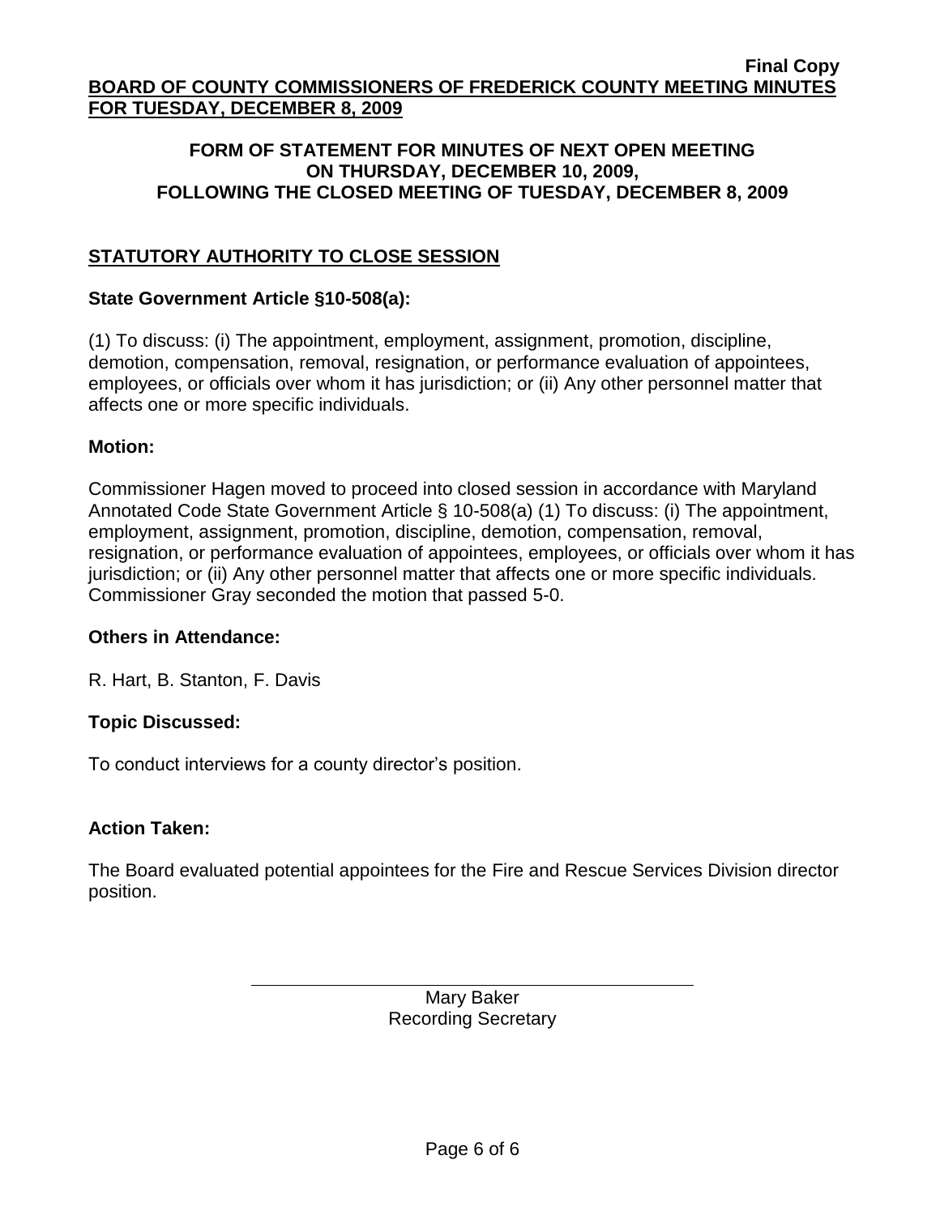**Final Copy**

**BOARD OF COUNTY COMMISSIONERS OF FREDERICK COUNTY MEETING MINUTES FOR TUESDAY, DECEMBER 8, 2009**

**FORM OF STATEMENT FOR MINUTES OF NEXT OPEN MEETING ON THURSDAY, DECEMBER 10, 2009, FOLLOWING THE CLOSED MEETING OF TUESDAY, DECEMBER 8, 2009**

## STATUTORY AUTHORITY TO CLOSE SESSION

**State Government Article §10-508(a):**

(1) To discuss: (i) The appointment, employment, assignment, promotion, discipline, demotion, compensation, removal, resignation, or performance evaluation of appointees, employees, or officials over whom it has jurisdiction; or (ii) Any other personnel matter that affects one or more specific individuals.

**Motion:**

Commissioner Hagen moved to proceed into closed session in accordance with Maryland Annotated Code State Government Article § 10-508(a) (1) To discuss: (i) The appointment, employment, assignment, promotion, discipline, demotion, compensation, removal, resignation, or performance evaluation of appointees, employees, or officials over whom it has jurisdiction; or (ii) Any other personnel matter that affects one or more specific individuals. Commissioner Gray seconded the motion that passed 5-0.

**Others in Attendance:**

R. Hart, B. Stanton, F. Davis

**Topic Discussed:**

To conduct interviews for a county director's position.

**Action Taken:**

The Board evaluated potential appointees for the Fire and Rescue Services Division director position.

Mary Baker
Recording Secretary